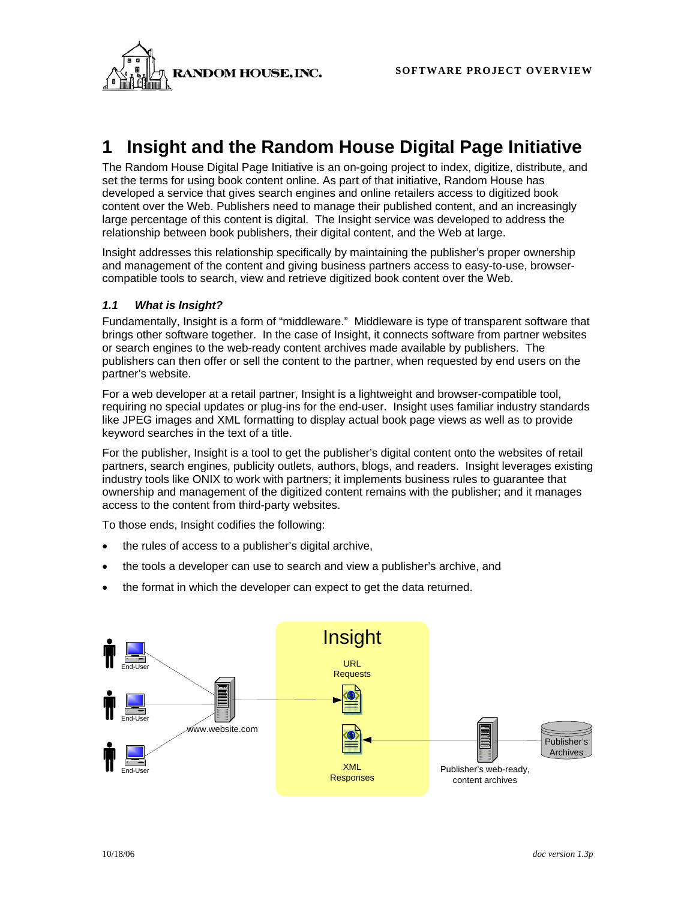# 1 Insight and the Random House Digital Page Initiative

The Random House Digital Page Initiative is an on-going project to index, digitize, distribute, and set the terms for using book content online. As part of that initiative, Random House has developed a service that gives search engines and online retailers access to digitized book content over the Web. Publishers need to manage their published content, and an increasingly large percentage of this content is digital. The Insight service was developed to address the relationship between book publishers, their digital content, and the Web at large.

Insight addresses this relationship specifically by maintaining the publisher's proper ownership and management of the content and giving business partners access to easy-to-use, browser-compatible tools to search, view and retrieve digitized book content over the Web.

### *1.1 What is Insight?*

Fundamentally, Insight is a form of "middleware." Middleware is type of transparent software that brings other software together. In the case of Insight, it connects software from partner websites or search engines to the web-ready content archives made available by publishers. The publishers can then offer or sell the content to the partner, when requested by end users on the partner's website.

For a web developer at a retail partner, Insight is a lightweight and browser-compatible tool, requiring no special updates or plug-ins for the end-user. Insight uses familiar industry standards like JPEG images and XML formatting to display actual book page views as well as to provide keyword searches in the text of a title.

For the publisher, Insight is a tool to get the publisher's digital content onto the websites of retail partners, search engines, publicity outlets, authors, blogs, and readers. Insight leverages existing industry tools like ONIX to work with partners; it implements business rules to guarantee that ownership and management of the digitized content remains with the publisher; and it manages access to the content from third-party websites.

To those ends, Insight codifies the following:

- the rules of access to a publisher's digital archive,
- the tools a developer can use to search and view a publisher's archive, and
- the format in which the developer can expect to get the data returned.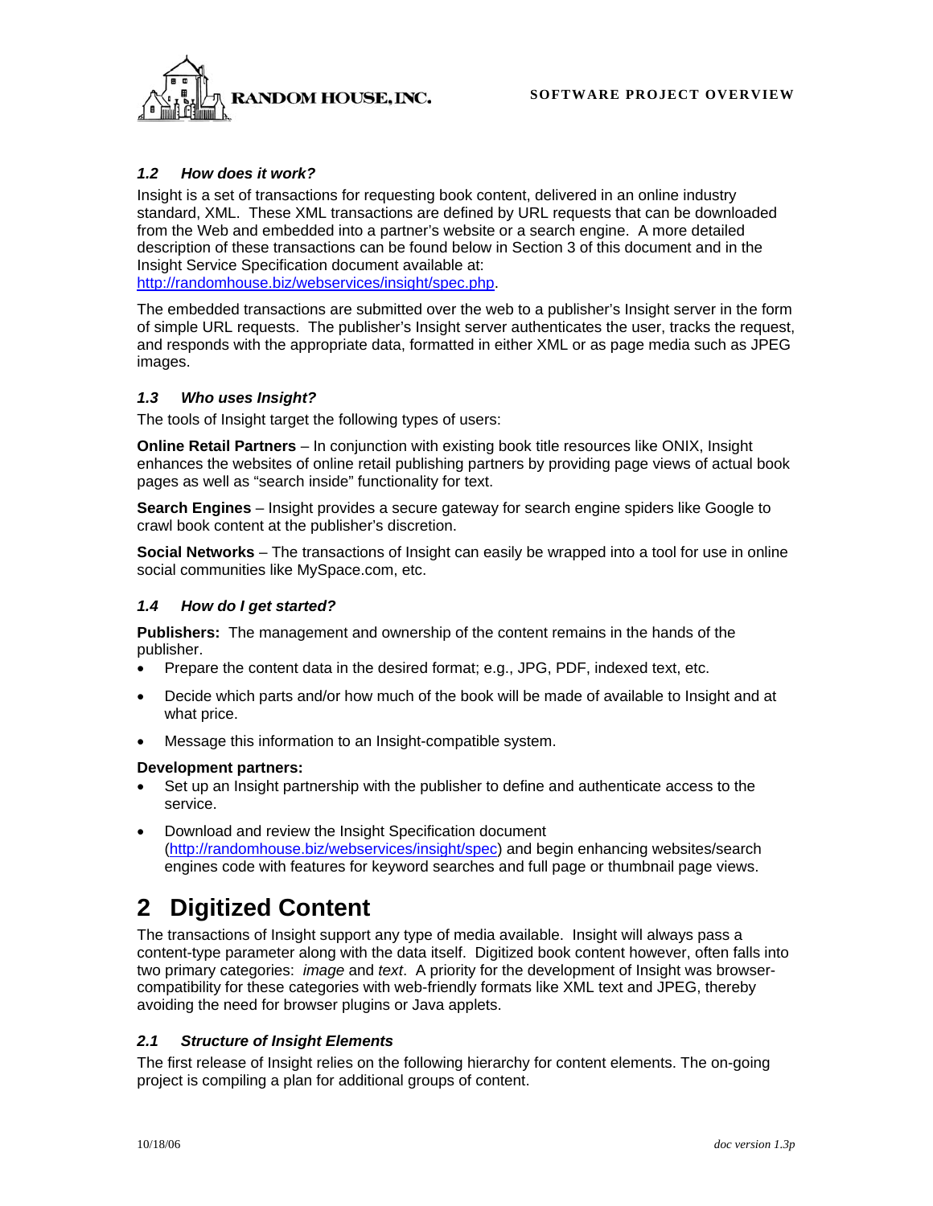### 1.2 How does it work?

Insight is a set of transactions for requesting book content, delivered in an online industry standard, XML. These XML transactions are defined by URL requests that can be downloaded from the Web and embedded into a partner's website or a search engine. A more detailed description of these transactions can be found below in Section 3 of this document and in the Insight Service Specification document available at: http://randomhouse.biz/webservices/insight/spec.php.

The embedded transactions are submitted over the web to a publisher's Insight server in the form of simple URL requests. The publisher's Insight server authenticates the user, tracks the request, and responds with the appropriate data, formatted in either XML or as page media such as JPEG images.

### 1.3 Who uses Insight?

The tools of Insight target the following types of users:

**Online Retail Partners** – In conjunction with existing book title resources like ONIX, Insight enhances the websites of online retail publishing partners by providing page views of actual book pages as well as "search inside" functionality for text.

**Search Engines** – Insight provides a secure gateway for search engine spiders like Google to crawl book content at the publisher's discretion.

**Social Networks** – The transactions of Insight can easily be wrapped into a tool for use in online social communities like MySpace.com, etc.

### 1.4 How do I get started?

**Publishers:** The management and ownership of the content remains in the hands of the publisher.

- Prepare the content data in the desired format; e.g., JPG, PDF, indexed text, etc.
- Decide which parts and/or how much of the book will be made of available to Insight and at what price.
- Message this information to an Insight-compatible system.

**Development partners:**

- Set up an Insight partnership with the publisher to define and authenticate access to the service.
- Download and review the Insight Specification document (http://randomhouse.biz/webservices/insight/spec) and begin enhancing websites/search engines code with features for keyword searches and full page or thumbnail page views.

# 2 Digitized Content

The transactions of Insight support any type of media available. Insight will always pass a content-type parameter along with the data itself. Digitized book content however, often falls into two primary categories: *image* and *text*. A priority for the development of Insight was browser-compatibility for these categories with web-friendly formats like XML text and JPEG, thereby avoiding the need for browser plugins or Java applets.

### 2.1 Structure of Insight Elements

The first release of Insight relies on the following hierarchy for content elements. The on-going project is compiling a plan for additional groups of content.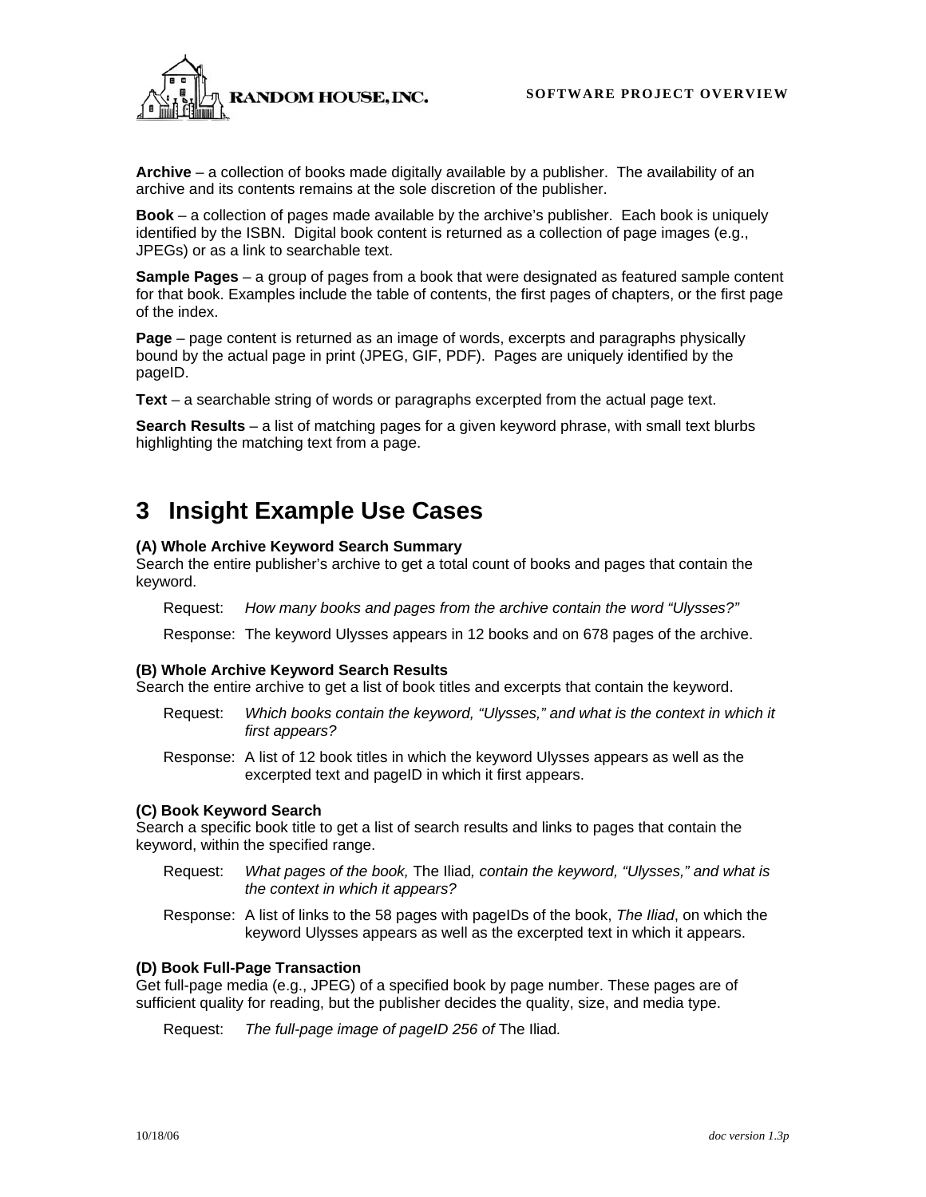**Archive** – a collection of books made digitally available by a publisher. The availability of an archive and its contents remains at the sole discretion of the publisher.

**Book** – a collection of pages made available by the archive's publisher. Each book is uniquely identified by the ISBN. Digital book content is returned as a collection of page images (e.g., JPEGs) or as a link to searchable text.

**Sample Pages** – a group of pages from a book that were designated as featured sample content for that book. Examples include the table of contents, the first pages of chapters, or the first page of the index.

**Page** – page content is returned as an image of words, excerpts and paragraphs physically bound by the actual page in print (JPEG, GIF, PDF). Pages are uniquely identified by the pageID.

**Text** – a searchable string of words or paragraphs excerpted from the actual page text.

**Search Results** – a list of matching pages for a given keyword phrase, with small text blurbs highlighting the matching text from a page.

# 3 Insight Example Use Cases

**(A) Whole Archive Keyword Search Summary**
Search the entire publisher's archive to get a total count of books and pages that contain the keyword.

Request: *How many books and pages from the archive contain the word "Ulysses?"*

Response: The keyword Ulysses appears in 12 books and on 678 pages of the archive.

**(B) Whole Archive Keyword Search Results**
Search the entire archive to get a list of book titles and excerpts that contain the keyword.

Request: *Which books contain the keyword, "Ulysses," and what is the context in which it first appears?*

Response: A list of 12 book titles in which the keyword Ulysses appears as well as the excerpted text and pageID in which it first appears.

**(C) Book Keyword Search**
Search a specific book title to get a list of search results and links to pages that contain the keyword, within the specified range.

Request: *What pages of the book,* The Iliad*, contain the keyword, "Ulysses," and what is the context in which it appears?*

Response: A list of links to the 58 pages with pageIDs of the book, *The Iliad*, on which the keyword Ulysses appears as well as the excerpted text in which it appears.

**(D) Book Full-Page Transaction**
Get full-page media (e.g., JPEG) of a specified book by page number. These pages are of sufficient quality for reading, but the publisher decides the quality, size, and media type.

Request: *The full-page image of pageID 256 of* The Iliad*.*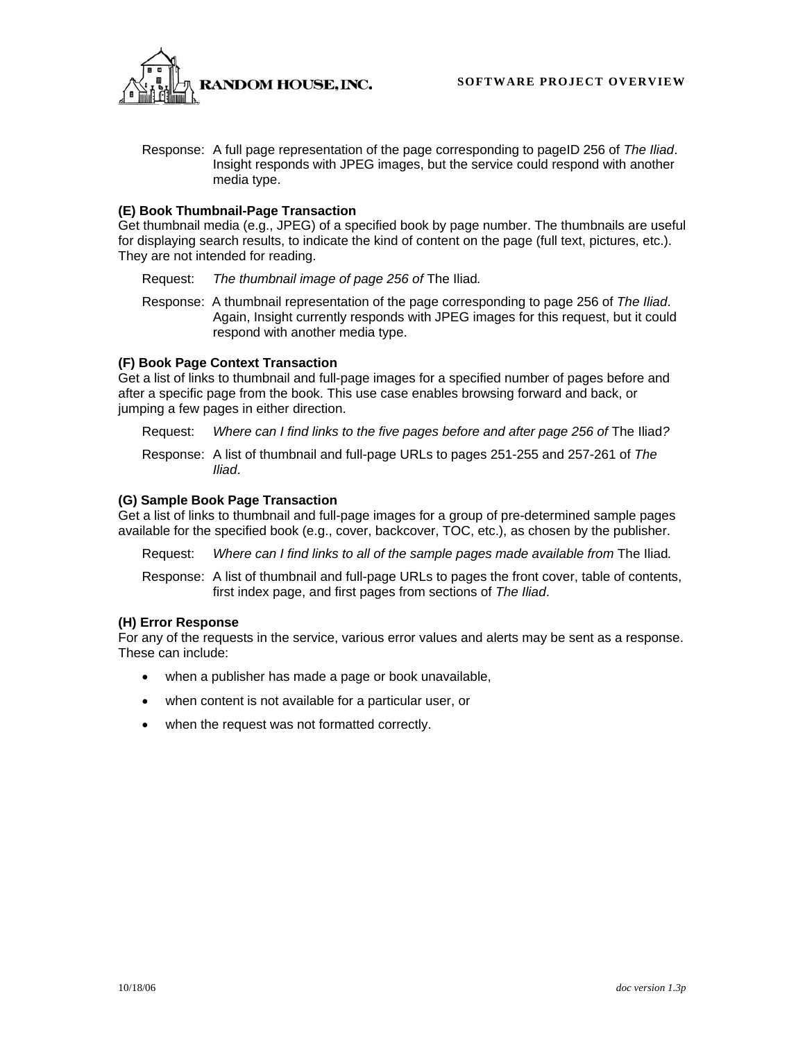Response: A full page representation of the page corresponding to pageID 256 of *The Iliad*. Insight responds with JPEG images, but the service could respond with another media type.

**(E) Book Thumbnail-Page Transaction**
Get thumbnail media (e.g., JPEG) of a specified book by page number. The thumbnails are useful for displaying search results, to indicate the kind of content on the page (full text, pictures, etc.). They are not intended for reading.

Request: *The thumbnail image of page 256 of* The Iliad*.*

Response: A thumbnail representation of the page corresponding to page 256 of *The Iliad*. Again, Insight currently responds with JPEG images for this request, but it could respond with another media type.

**(F) Book Page Context Transaction**
Get a list of links to thumbnail and full-page images for a specified number of pages before and after a specific page from the book. This use case enables browsing forward and back, or jumping a few pages in either direction.

Request: *Where can I find links to the five pages before and after page 256 of* The Iliad*?*

Response: A list of thumbnail and full-page URLs to pages 251-255 and 257-261 of *The Iliad*.

**(G) Sample Book Page Transaction**
Get a list of links to thumbnail and full-page images for a group of pre-determined sample pages available for the specified book (e.g., cover, backcover, TOC, etc.), as chosen by the publisher.

Request: *Where can I find links to all of the sample pages made available from* The Iliad*.*

Response: A list of thumbnail and full-page URLs to pages the front cover, table of contents, first index page, and first pages from sections of *The Iliad*.

**(H) Error Response**
For any of the requests in the service, various error values and alerts may be sent as a response. These can include:

- when a publisher has made a page or book unavailable,
- when content is not available for a particular user, or
- when the request was not formatted correctly.